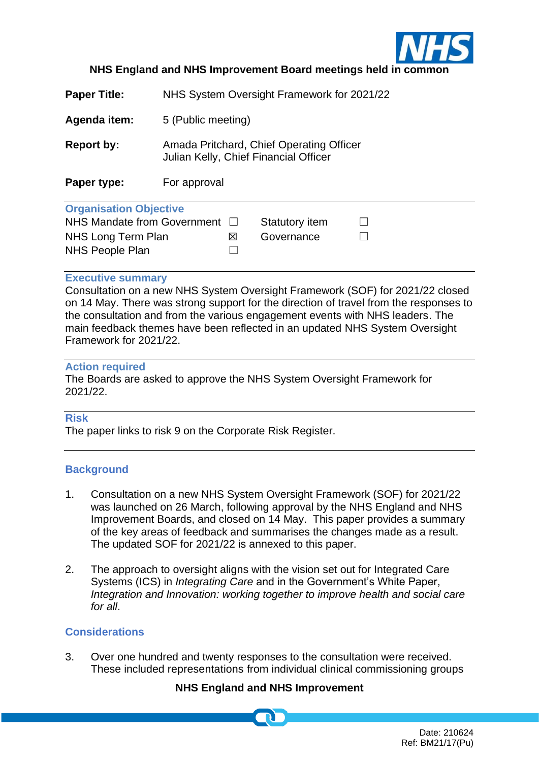**NHS England and NHS Improvement Board meetings held in common**

| | |
|---|---|
| **Paper Title:** | NHS System Oversight Framework for 2021/22 |
| **Agenda item:** | 5 (Public meeting) |
| **Report by:** | Amada Pritchard, Chief Operating Officer<br>Julian Kelly, Chief Financial Officer |
| **Paper type:** | For approval |

**Organisation Objective**

| | | | |
|---|---|---|---|
| NHS Mandate from Government | ☐ | Statutory item | ☐ |
| NHS Long Term Plan | ☒ | Governance | ☐ |
| NHS People Plan | ☐ | | |

**Executive summary**

Consultation on a new NHS System Oversight Framework (SOF) for 2021/22 closed on 14 May. There was strong support for the direction of travel from the responses to the consultation and from the various engagement events with NHS leaders. The main feedback themes have been reflected in an updated NHS System Oversight Framework for 2021/22.

**Action required**

The Boards are asked to approve the NHS System Oversight Framework for 2021/22.

**Risk**

The paper links to risk 9 on the Corporate Risk Register.

## Background

1. Consultation on a new NHS System Oversight Framework (SOF) for 2021/22 was launched on 26 March, following approval by the NHS England and NHS Improvement Boards, and closed on 14 May. This paper provides a summary of the key areas of feedback and summarises the changes made as a result. The updated SOF for 2021/22 is annexed to this paper.

2. The approach to oversight aligns with the vision set out for Integrated Care Systems (ICS) in *Integrating Care* and in the Government's White Paper, *Integration and Innovation: working together to improve health and social care for all*.

## Considerations

3. Over one hundred and twenty responses to the consultation were received. These included representations from individual clinical commissioning groups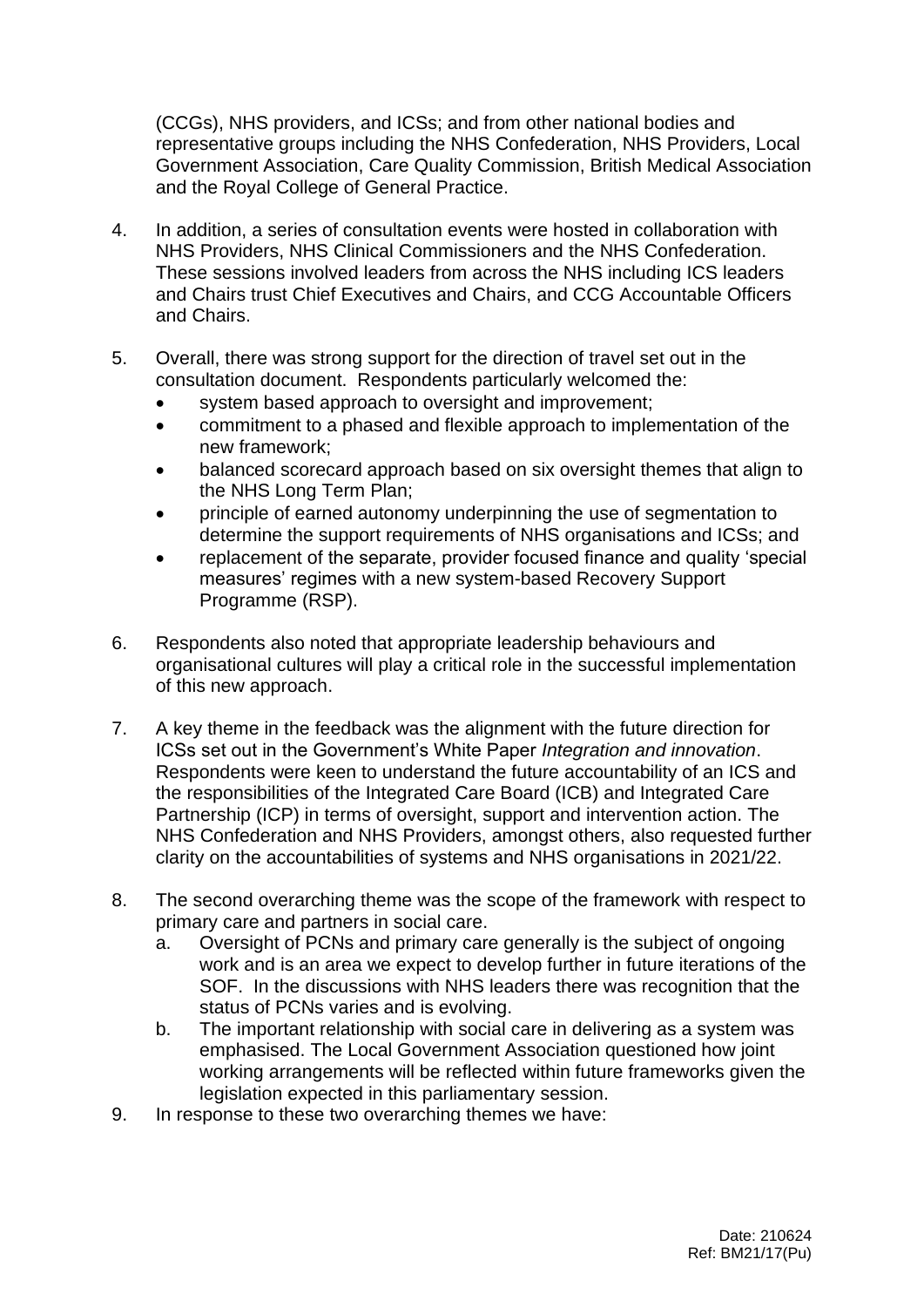(CCGs), NHS providers, and ICSs; and from other national bodies and representative groups including the NHS Confederation, NHS Providers, Local Government Association, Care Quality Commission, British Medical Association and the Royal College of General Practice.

4. In addition, a series of consultation events were hosted in collaboration with NHS Providers, NHS Clinical Commissioners and the NHS Confederation. These sessions involved leaders from across the NHS including ICS leaders and Chairs trust Chief Executives and Chairs, and CCG Accountable Officers and Chairs.

5. Overall, there was strong support for the direction of travel set out in the consultation document. Respondents particularly welcomed the:
   - system based approach to oversight and improvement;
   - commitment to a phased and flexible approach to implementation of the new framework;
   - balanced scorecard approach based on six oversight themes that align to the NHS Long Term Plan;
   - principle of earned autonomy underpinning the use of segmentation to determine the support requirements of NHS organisations and ICSs; and
   - replacement of the separate, provider focused finance and quality 'special measures' regimes with a new system-based Recovery Support Programme (RSP).

6. Respondents also noted that appropriate leadership behaviours and organisational cultures will play a critical role in the successful implementation of this new approach.

7. A key theme in the feedback was the alignment with the future direction for ICSs set out in the Government's White Paper *Integration and innovation*. Respondents were keen to understand the future accountability of an ICS and the responsibilities of the Integrated Care Board (ICB) and Integrated Care Partnership (ICP) in terms of oversight, support and intervention action. The NHS Confederation and NHS Providers, amongst others, also requested further clarity on the accountabilities of systems and NHS organisations in 2021/22.

8. The second overarching theme was the scope of the framework with respect to primary care and partners in social care.
   a. Oversight of PCNs and primary care generally is the subject of ongoing work and is an area we expect to develop further in future iterations of the SOF. In the discussions with NHS leaders there was recognition that the status of PCNs varies and is evolving.
   b. The important relationship with social care in delivering as a system was emphasised. The Local Government Association questioned how joint working arrangements will be reflected within future frameworks given the legislation expected in this parliamentary session.

9. In response to these two overarching themes we have: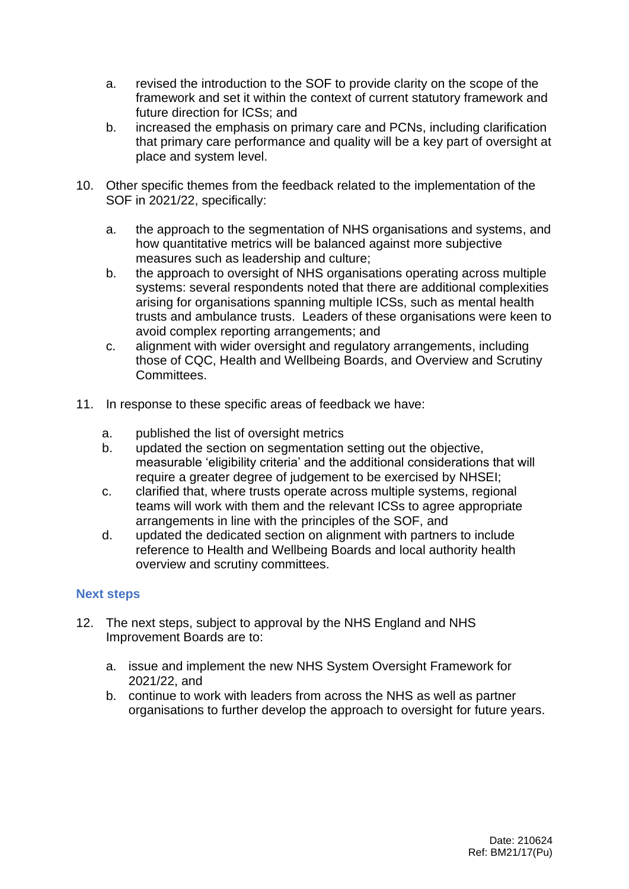a. revised the introduction to the SOF to provide clarity on the scope of the framework and set it within the context of current statutory framework and future direction for ICSs; and
b. increased the emphasis on primary care and PCNs, including clarification that primary care performance and quality will be a key part of oversight at place and system level.

10. Other specific themes from the feedback related to the implementation of the SOF in 2021/22, specifically:

    a. the approach to the segmentation of NHS organisations and systems, and how quantitative metrics will be balanced against more subjective measures such as leadership and culture;
    b. the approach to oversight of NHS organisations operating across multiple systems: several respondents noted that there are additional complexities arising for organisations spanning multiple ICSs, such as mental health trusts and ambulance trusts. Leaders of these organisations were keen to avoid complex reporting arrangements; and
    c. alignment with wider oversight and regulatory arrangements, including those of CQC, Health and Wellbeing Boards, and Overview and Scrutiny Committees.

11. In response to these specific areas of feedback we have:

    a. published the list of oversight metrics
    b. updated the section on segmentation setting out the objective, measurable 'eligibility criteria' and the additional considerations that will require a greater degree of judgement to be exercised by NHSEI;
    c. clarified that, where trusts operate across multiple systems, regional teams will work with them and the relevant ICSs to agree appropriate arrangements in line with the principles of the SOF, and
    d. updated the dedicated section on alignment with partners to include reference to Health and Wellbeing Boards and local authority health overview and scrutiny committees.

## Next steps

12. The next steps, subject to approval by the NHS England and NHS Improvement Boards are to:

    a. issue and implement the new NHS System Oversight Framework for 2021/22, and
    b. continue to work with leaders from across the NHS as well as partner organisations to further develop the approach to oversight for future years.